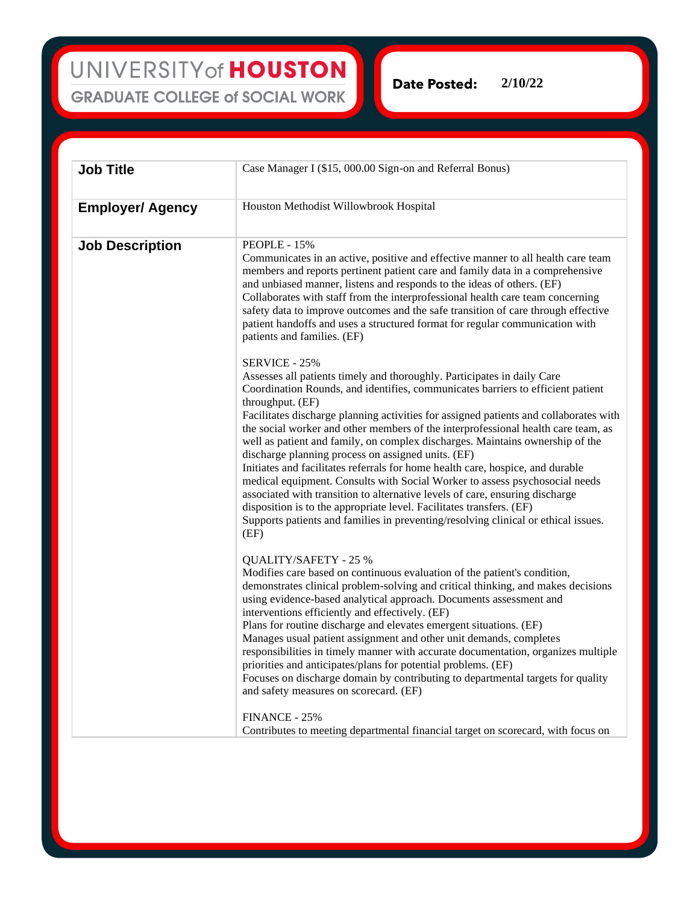# UNIVERSITY of HOUSTON
## GRADUATE COLLEGE of SOCIAL WORK

**Date Posted:** 2/10/22

| | |
|---|---|
| **Job Title** | Case Manager I ($15, 000.00 Sign-on and Referral Bonus) |
| **Employer/ Agency** | Houston Methodist Willowbrook Hospital |
| **Job Description** | PEOPLE - 15%<br>Communicates in an active, positive and effective manner to all health care team members and reports pertinent patient care and family data in a comprehensive and unbiased manner, listens and responds to the ideas of others. (EF)<br>Collaborates with staff from the interprofessional health care team concerning safety data to improve outcomes and the safe transition of care through effective patient handoffs and uses a structured format for regular communication with patients and families. (EF)<br><br>SERVICE - 25%<br>Assesses all patients timely and thoroughly. Participates in daily Care Coordination Rounds, and identifies, communicates barriers to efficient patient throughput. (EF)<br>Facilitates discharge planning activities for assigned patients and collaborates with the social worker and other members of the interprofessional health care team, as well as patient and family, on complex discharges. Maintains ownership of the discharge planning process on assigned units. (EF)<br>Initiates and facilitates referrals for home health care, hospice, and durable medical equipment. Consults with Social Worker to assess psychosocial needs associated with transition to alternative levels of care, ensuring discharge disposition is to the appropriate level. Facilitates transfers. (EF)<br>Supports patients and families in preventing/resolving clinical or ethical issues. (EF)<br><br>QUALITY/SAFETY - 25 %<br>Modifies care based on continuous evaluation of the patient's condition, demonstrates clinical problem-solving and critical thinking, and makes decisions using evidence-based analytical approach. Documents assessment and interventions efficiently and effectively. (EF)<br>Plans for routine discharge and elevates emergent situations. (EF)<br>Manages usual patient assignment and other unit demands, completes responsibilities in timely manner with accurate documentation, organizes multiple priorities and anticipates/plans for potential problems. (EF)<br>Focuses on discharge domain by contributing to departmental targets for quality and safety measures on scorecard. (EF)<br><br>FINANCE - 25%<br>Contributes to meeting departmental financial target on scorecard, with focus on |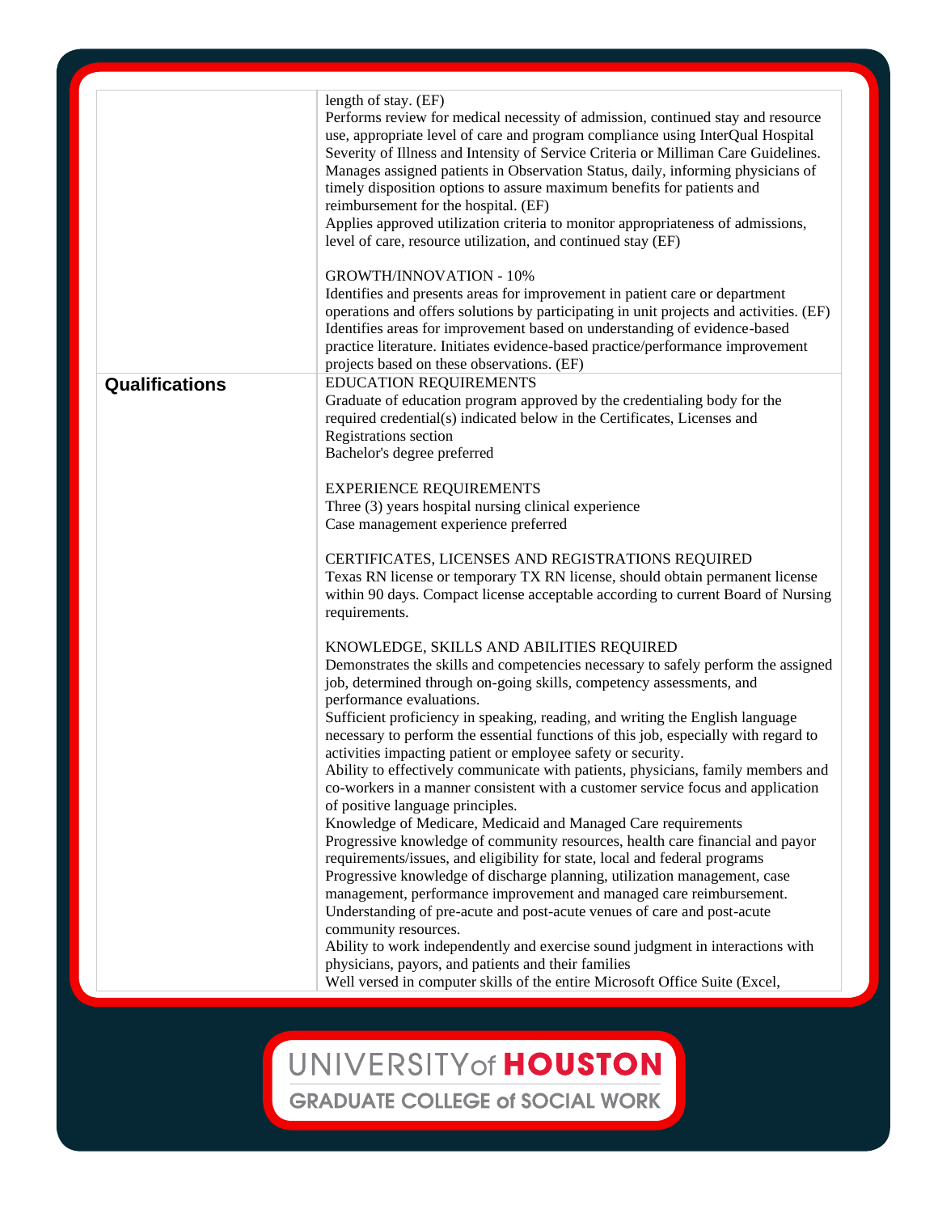| | |
|---|---|
| | length of stay. (EF)<br>Performs review for medical necessity of admission, continued stay and resource use, appropriate level of care and program compliance using InterQual Hospital Severity of Illness and Intensity of Service Criteria or Milliman Care Guidelines.<br>Manages assigned patients in Observation Status, daily, informing physicians of timely disposition options to assure maximum benefits for patients and reimbursement for the hospital. (EF)<br>Applies approved utilization criteria to monitor appropriateness of admissions, level of care, resource utilization, and continued stay (EF)<br><br>GROWTH/INNOVATION - 10%<br>Identifies and presents areas for improvement in patient care or department operations and offers solutions by participating in unit projects and activities. (EF)<br>Identifies areas for improvement based on understanding of evidence-based practice literature. Initiates evidence-based practice/performance improvement projects based on these observations. (EF) |
| **Qualifications** | EDUCATION REQUIREMENTS<br>Graduate of education program approved by the credentialing body for the required credential(s) indicated below in the Certificates, Licenses and Registrations section<br>Bachelor's degree preferred<br><br>EXPERIENCE REQUIREMENTS<br>Three (3) years hospital nursing clinical experience<br>Case management experience preferred<br><br>CERTIFICATES, LICENSES AND REGISTRATIONS REQUIRED<br>Texas RN license or temporary TX RN license, should obtain permanent license within 90 days. Compact license acceptable according to current Board of Nursing requirements.<br><br>KNOWLEDGE, SKILLS AND ABILITIES REQUIRED<br>Demonstrates the skills and competencies necessary to safely perform the assigned job, determined through on-going skills, competency assessments, and performance evaluations.<br>Sufficient proficiency in speaking, reading, and writing the English language necessary to perform the essential functions of this job, especially with regard to activities impacting patient or employee safety or security.<br>Ability to effectively communicate with patients, physicians, family members and co-workers in a manner consistent with a customer service focus and application of positive language principles.<br>Knowledge of Medicare, Medicaid and Managed Care requirements<br>Progressive knowledge of community resources, health care financial and payor requirements/issues, and eligibility for state, local and federal programs<br>Progressive knowledge of discharge planning, utilization management, case management, performance improvement and managed care reimbursement.<br>Understanding of pre-acute and post-acute venues of care and post-acute community resources.<br>Ability to work independently and exercise sound judgment in interactions with physicians, payors, and patients and their families<br>Well versed in computer skills of the entire Microsoft Office Suite (Excel, |

UNIVERSITY of HOUSTON
GRADUATE COLLEGE of SOCIAL WORK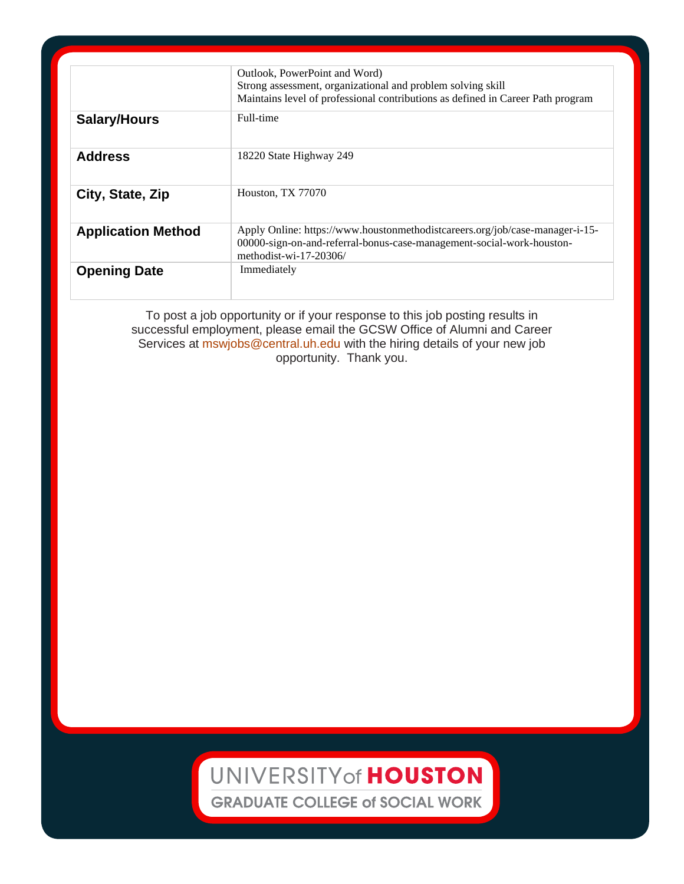| | |
|---|---|
| | Outlook, PowerPoint and Word)<br>Strong assessment, organizational and problem solving skill<br>Maintains level of professional contributions as defined in Career Path program |
| **Salary/Hours** | Full-time |
| **Address** | 18220 State Highway 249 |
| **City, State, Zip** | Houston, TX 77070 |
| **Application Method** | Apply Online: https://www.houstonmethodistcareers.org/job/case-manager-i-15-00000-sign-on-and-referral-bonus-case-management-social-work-houston-methodist-wi-17-20306/ |
| **Opening Date** | Immediately |

To post a job opportunity or if your response to this job posting results in successful employment, please email the GCSW Office of Alumni and Career Services at mswjobs@central.uh.edu with the hiring details of your new job opportunity. Thank you.

UNIVERSITY of HOUSTON
GRADUATE COLLEGE of SOCIAL WORK